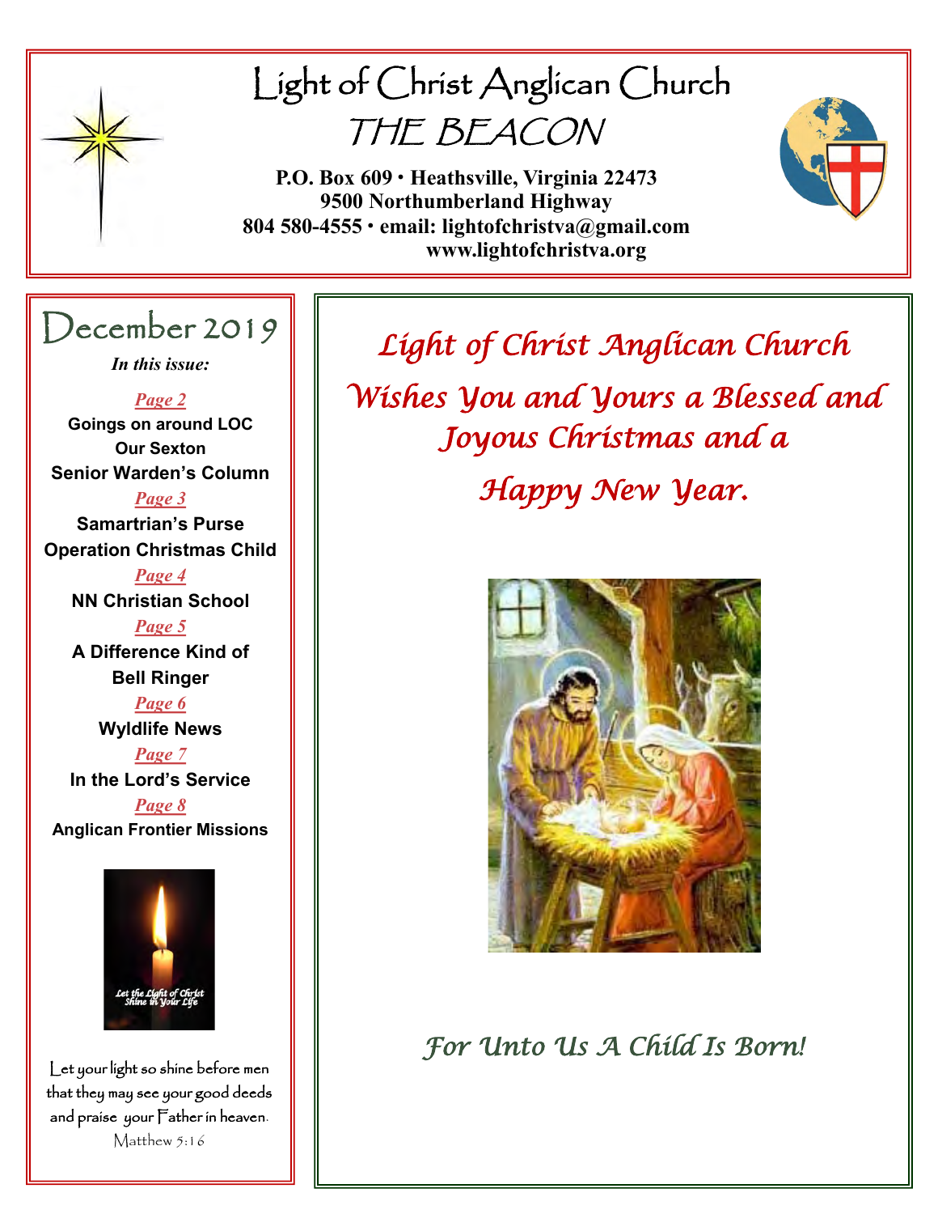# Light of Christ Anglican Church

## THE BEACON

**P.O. Box 609 · Heathsville, Virginia 22473**
**9500 Northumberland Highway**
**804 580-4555 · email: lightofchristva@gmail.com**
**www.lightofchristva.org**

## December 2019

***In this issue:***

***Page 2***
**Goings on around LOC**
**Our Sexton**
**Senior Warden's Column**

***Page 3***
**Samartrian's Purse**
**Operation Christmas Child**

***Page 4***
**NN Christian School**

***Page 5***
**A Difference Kind of Bell Ringer**

***Page 6***
**Wyldlife News**

***Page 7***
**In the Lord's Service**

***Page 8***
**Anglican Frontier Missions**

Let the Light of Christ Shine in Your Life

Let your light so shine before men that they may see your good deeds and praise your Father in heaven.
Matthew 5:16

*Light of Christ Anglican Church Wishes You and Yours a Blessed and Joyous Christmas and a Happy New Year.*

*For Unto Us A Child Is Born!*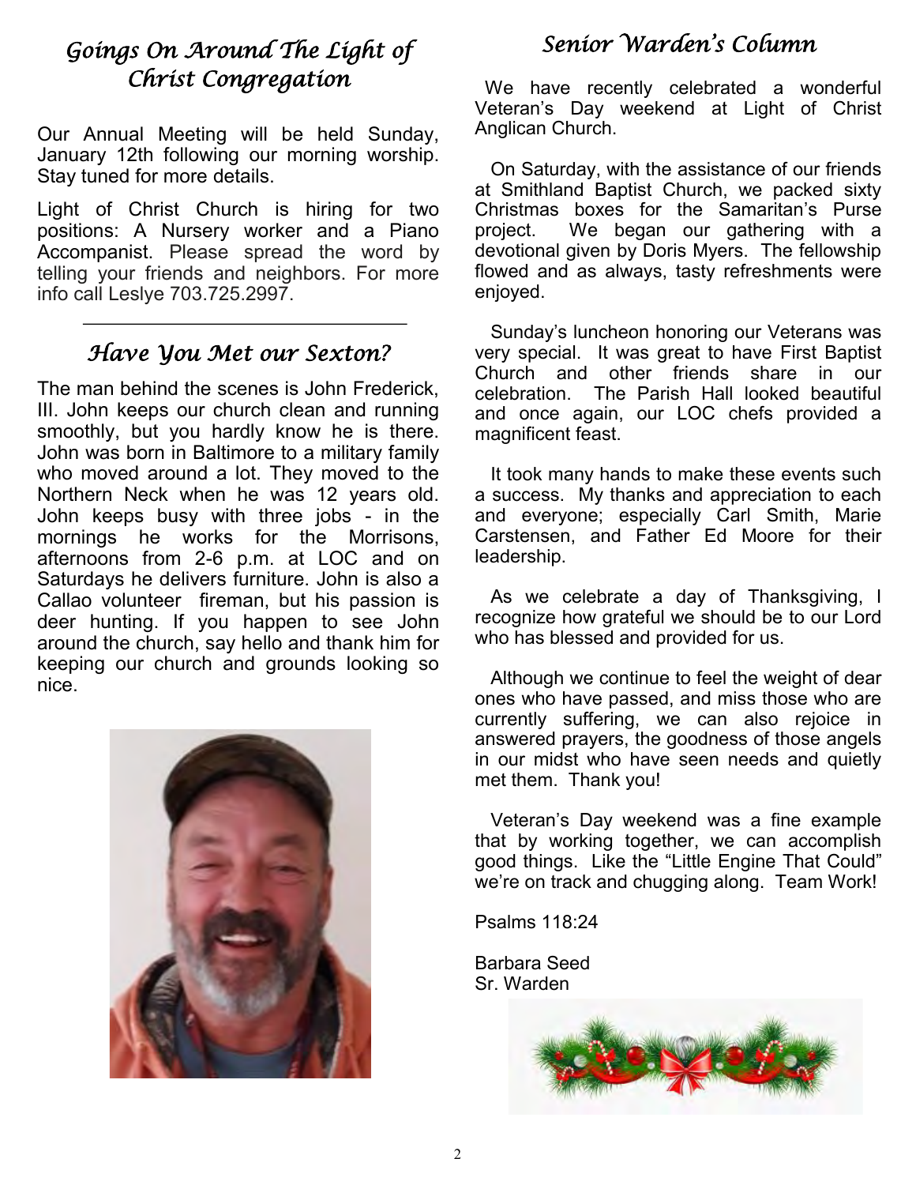## *Goings On Around The Light of Christ Congregation*

Our Annual Meeting will be held Sunday, January 12th following our morning worship. Stay tuned for more details.

Light of Christ Church is hiring for two positions: A Nursery worker and a Piano Accompanist. Please spread the word by telling your friends and neighbors. For more info call Leslye 703.725.2997.

---

## *Have You Met our Sexton?*

The man behind the scenes is John Frederick, III. John keeps our church clean and running smoothly, but you hardly know he is there. John was born in Baltimore to a military family who moved around a lot. They moved to the Northern Neck when he was 12 years old. John keeps busy with three jobs - in the mornings he works for the Morrisons, afternoons from 2-6 p.m. at LOC and on Saturdays he delivers furniture. John is also a Callao volunteer fireman, but his passion is deer hunting. If you happen to see John around the church, say hello and thank him for keeping our church and grounds looking so nice.

## *Senior Warden's Column*

We have recently celebrated a wonderful Veteran's Day weekend at Light of Christ Anglican Church.

On Saturday, with the assistance of our friends at Smithland Baptist Church, we packed sixty Christmas boxes for the Samaritan's Purse project. We began our gathering with a devotional given by Doris Myers. The fellowship flowed and as always, tasty refreshments were enjoyed.

Sunday's luncheon honoring our Veterans was very special. It was great to have First Baptist Church and other friends share in our celebration. The Parish Hall looked beautiful and once again, our LOC chefs provided a magnificent feast.

It took many hands to make these events such a success. My thanks and appreciation to each and everyone; especially Carl Smith, Marie Carstensen, and Father Ed Moore for their leadership.

As we celebrate a day of Thanksgiving, I recognize how grateful we should be to our Lord who has blessed and provided for us.

Although we continue to feel the weight of dear ones who have passed, and miss those who are currently suffering, we can also rejoice in answered prayers, the goodness of those angels in our midst who have seen needs and quietly met them. Thank you!

Veteran's Day weekend was a fine example that by working together, we can accomplish good things. Like the "Little Engine That Could" we're on track and chugging along. Team Work!

Psalms 118:24

Barbara Seed
Sr. Warden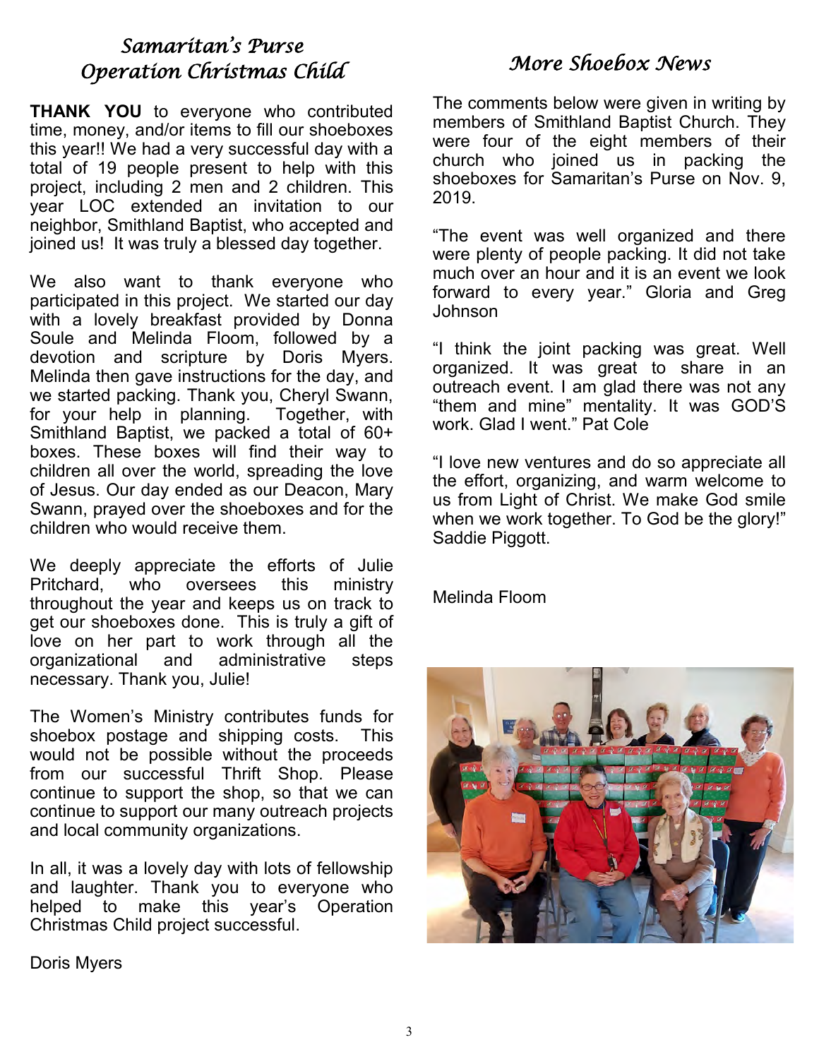## Samaritan's Purse Operation Christmas Child

**THANK YOU** to everyone who contributed time, money, and/or items to fill our shoeboxes this year!! We had a very successful day with a total of 19 people present to help with this project, including 2 men and 2 children. This year LOC extended an invitation to our neighbor, Smithland Baptist, who accepted and joined us! It was truly a blessed day together.

We also want to thank everyone who participated in this project. We started our day with a lovely breakfast provided by Donna Soule and Melinda Floom, followed by a devotion and scripture by Doris Myers. Melinda then gave instructions for the day, and we started packing. Thank you, Cheryl Swann, for your help in planning. Together, with Smithland Baptist, we packed a total of 60+ boxes. These boxes will find their way to children all over the world, spreading the love of Jesus. Our day ended as our Deacon, Mary Swann, prayed over the shoeboxes and for the children who would receive them.

We deeply appreciate the efforts of Julie Pritchard, who oversees this ministry throughout the year and keeps us on track to get our shoeboxes done. This is truly a gift of love on her part to work through all the organizational and administrative steps necessary. Thank you, Julie!

The Women's Ministry contributes funds for shoebox postage and shipping costs. This would not be possible without the proceeds from our successful Thrift Shop. Please continue to support the shop, so that we can continue to support our many outreach projects and local community organizations.

In all, it was a lovely day with lots of fellowship and laughter. Thank you to everyone who helped to make this year's Operation Christmas Child project successful.

Doris Myers

## More Shoebox News

The comments below were given in writing by members of Smithland Baptist Church. They were four of the eight members of their church who joined us in packing the shoeboxes for Samaritan's Purse on Nov. 9, 2019.

"The event was well organized and there were plenty of people packing. It did not take much over an hour and it is an event we look forward to every year." Gloria and Greg Johnson

"I think the joint packing was great. Well organized. It was great to share in an outreach event. I am glad there was not any "them and mine" mentality. It was GOD'S work. Glad I went." Pat Cole

"I love new ventures and do so appreciate all the effort, organizing, and warm welcome to us from Light of Christ. We make God smile when we work together. To God be the glory!" Saddie Piggott.

Melinda Floom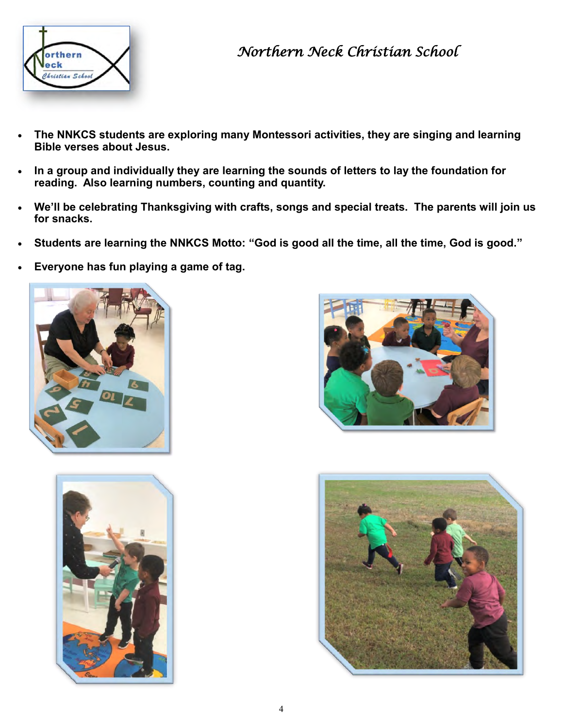# Northern Neck Christian School

- **The NNKCS students are exploring many Montessori activities, they are singing and learning Bible verses about Jesus.**
- **In a group and individually they are learning the sounds of letters to lay the foundation for reading. Also learning numbers, counting and quantity.**
- **We'll be celebrating Thanksgiving with crafts, songs and special treats. The parents will join us for snacks.**
- **Students are learning the NNKCS Motto: "God is good all the time, all the time, God is good."**
- **Everyone has fun playing a game of tag.**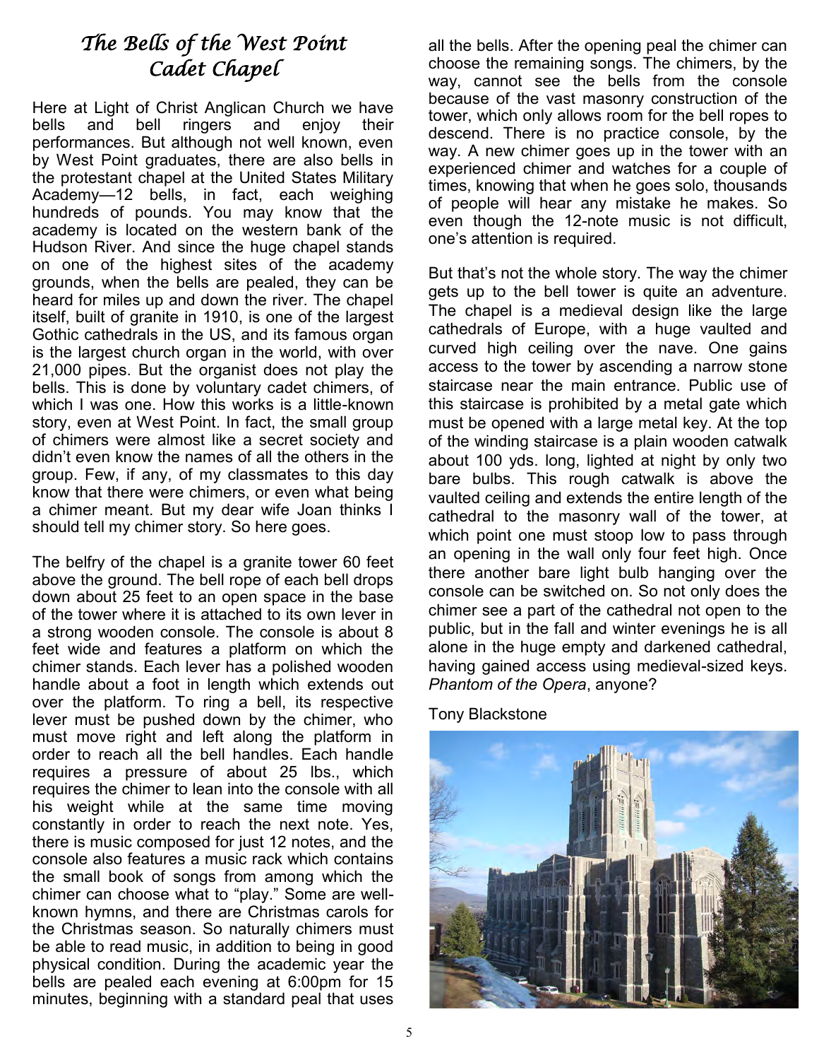# *The Bells of the West Point Cadet Chapel*

Here at Light of Christ Anglican Church we have bells and bell ringers and enjoy their performances. But although not well known, even by West Point graduates, there are also bells in the protestant chapel at the United States Military Academy—12 bells, in fact, each weighing hundreds of pounds. You may know that the academy is located on the western bank of the Hudson River. And since the huge chapel stands on one of the highest sites of the academy grounds, when the bells are pealed, they can be heard for miles up and down the river. The chapel itself, built of granite in 1910, is one of the largest Gothic cathedrals in the US, and its famous organ is the largest church organ in the world, with over 21,000 pipes. But the organist does not play the bells. This is done by voluntary cadet chimers, of which I was one. How this works is a little-known story, even at West Point. In fact, the small group of chimers were almost like a secret society and didn't even know the names of all the others in the group. Few, if any, of my classmates to this day know that there were chimers, or even what being a chimer meant. But my dear wife Joan thinks I should tell my chimer story. So here goes.

The belfry of the chapel is a granite tower 60 feet above the ground. The bell rope of each bell drops down about 25 feet to an open space in the base of the tower where it is attached to its own lever in a strong wooden console. The console is about 8 feet wide and features a platform on which the chimer stands. Each lever has a polished wooden handle about a foot in length which extends out over the platform. To ring a bell, its respective lever must be pushed down by the chimer, who must move right and left along the platform in order to reach all the bell handles. Each handle requires a pressure of about 25 lbs., which requires the chimer to lean into the console with all his weight while at the same time moving constantly in order to reach the next note. Yes, there is music composed for just 12 notes, and the console also features a music rack which contains the small book of songs from among which the chimer can choose what to "play." Some are well-known hymns, and there are Christmas carols for the Christmas season. So naturally chimers must be able to read music, in addition to being in good physical condition. During the academic year the bells are pealed each evening at 6:00pm for 15 minutes, beginning with a standard peal that uses all the bells. After the opening peal the chimer can choose the remaining songs. The chimers, by the way, cannot see the bells from the console because of the vast masonry construction of the tower, which only allows room for the bell ropes to descend. There is no practice console, by the way. A new chimer goes up in the tower with an experienced chimer and watches for a couple of times, knowing that when he goes solo, thousands of people will hear any mistake he makes. So even though the 12-note music is not difficult, one's attention is required.

But that's not the whole story. The way the chimer gets up to the bell tower is quite an adventure. The chapel is a medieval design like the large cathedrals of Europe, with a huge vaulted and curved high ceiling over the nave. One gains access to the tower by ascending a narrow stone staircase near the main entrance. Public use of this staircase is prohibited by a metal gate which must be opened with a large metal key. At the top of the winding staircase is a plain wooden catwalk about 100 yds. long, lighted at night by only two bare bulbs. This rough catwalk is above the vaulted ceiling and extends the entire length of the cathedral to the masonry wall of the tower, at which point one must stoop low to pass through an opening in the wall only four feet high. Once there another bare light bulb hanging over the console can be switched on. So not only does the chimer see a part of the cathedral not open to the public, but in the fall and winter evenings he is all alone in the huge empty and darkened cathedral, having gained access using medieval-sized keys. *Phantom of the Opera*, anyone?

Tony Blackstone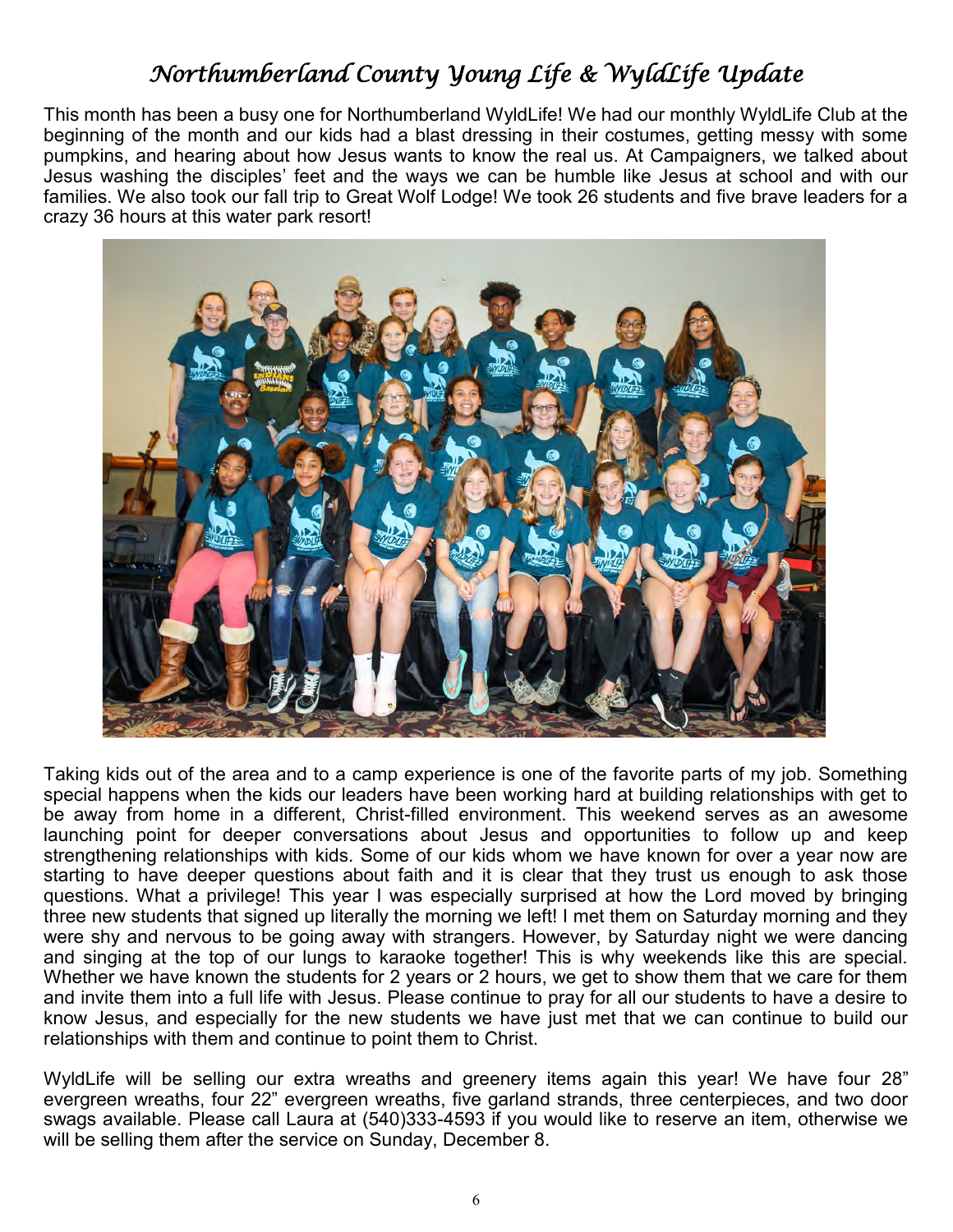# Northumberland County Young Life & WyldLife Update

This month has been a busy one for Northumberland WyldLife! We had our monthly WyldLife Club at the beginning of the month and our kids had a blast dressing in their costumes, getting messy with some pumpkins, and hearing about how Jesus wants to know the real us. At Campaigners, we talked about Jesus washing the disciples' feet and the ways we can be humble like Jesus at school and with our families. We also took our fall trip to Great Wolf Lodge! We took 26 students and five brave leaders for a crazy 36 hours at this water park resort!

Taking kids out of the area and to a camp experience is one of the favorite parts of my job. Something special happens when the kids our leaders have been working hard at building relationships with get to be away from home in a different, Christ-filled environment. This weekend serves as an awesome launching point for deeper conversations about Jesus and opportunities to follow up and keep strengthening relationships with kids. Some of our kids whom we have known for over a year now are starting to have deeper questions about faith and it is clear that they trust us enough to ask those questions. What a privilege! This year I was especially surprised at how the Lord moved by bringing three new students that signed up literally the morning we left! I met them on Saturday morning and they were shy and nervous to be going away with strangers. However, by Saturday night we were dancing and singing at the top of our lungs to karaoke together! This is why weekends like this are special. Whether we have known the students for 2 years or 2 hours, we get to show them that we care for them and invite them into a full life with Jesus. Please continue to pray for all our students to have a desire to know Jesus, and especially for the new students we have just met that we can continue to build our relationships with them and continue to point them to Christ.

WyldLife will be selling our extra wreaths and greenery items again this year! We have four 28" evergreen wreaths, four 22" evergreen wreaths, five garland strands, three centerpieces, and two door swags available. Please call Laura at (540)333-4593 if you would like to reserve an item, otherwise we will be selling them after the service on Sunday, December 8.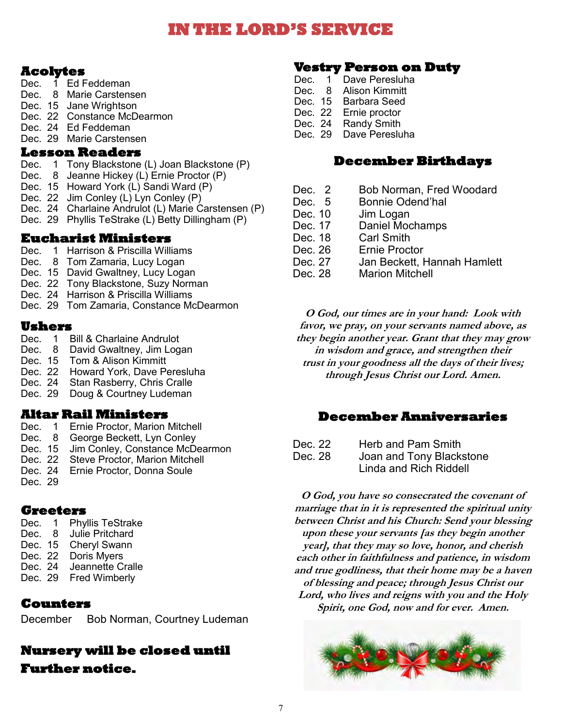# IN THE LORD'S SERVICE

## Acolytes

Dec. 1 Ed Feddeman
Dec. 8 Marie Carstensen
Dec. 15 Jane Wrightson
Dec. 22 Constance McDearmon
Dec. 24 Ed Feddeman
Dec. 29 Marie Carstensen

## Lesson Readers

Dec. 1 Tony Blackstone (L) Joan Blackstone (P)
Dec. 8 Jeanne Hickey (L) Ernie Proctor (P)
Dec. 15 Howard York (L) Sandi Ward (P)
Dec. 22 Jim Conley (L) Lyn Conley (P)
Dec. 24 Charlaine Andrulot (L) Marie Carstensen (P)
Dec. 29 Phyllis TeStrake (L) Betty Dillingham (P)

## Eucharist Ministers

Dec. 1 Harrison & Priscilla Williams
Dec. 8 Tom Zamaria, Lucy Logan
Dec. 15 David Gwaltney, Lucy Logan
Dec. 22 Tony Blackstone, Suzy Norman
Dec. 24 Harrison & Priscilla Williams
Dec. 29 Tom Zamaria, Constance McDearmon

## Ushers

Dec. 1 Bill & Charlaine Andrulot
Dec. 8 David Gwaltney, Jim Logan
Dec. 15 Tom & Alison Kimmitt
Dec. 22 Howard York, Dave Peresluha
Dec. 24 Stan Rasberry, Chris Cralle
Dec. 29 Doug & Courtney Ludeman

## Altar Rail Ministers

Dec. 1 Ernie Proctor, Marion Mitchell
Dec. 8 George Beckett, Lyn Conley
Dec. 15 Jim Conley, Constance McDearmon
Dec. 22 Steve Proctor, Marion Mitchell
Dec. 24 Ernie Proctor, Donna Soule
Dec. 29

## Greeters

Dec. 1 Phyllis TeStrake
Dec. 8 Julie Pritchard
Dec. 15 Cheryl Swann
Dec. 22 Doris Myers
Dec. 24 Jeannette Cralle
Dec. 29 Fred Wimberly

## Counters

December Bob Norman, Courtney Ludeman

**Nursery will be closed until Further notice.**

## Vestry Person on Duty

Dec. 1 Dave Peresluha
Dec. 8 Alison Kimmitt
Dec. 15 Barbara Seed
Dec. 22 Ernie proctor
Dec. 24 Randy Smith
Dec. 29 Dave Peresluha

## December Birthdays

Dec. 2 Bob Norman, Fred Woodard
Dec. 5 Bonnie Odend'hal
Dec. 10 Jim Logan
Dec. 17 Daniel Mochamps
Dec. 18 Carl Smith
Dec. 26 Ernie Proctor
Dec. 27 Jan Beckett, Hannah Hamlett
Dec. 28 Marion Mitchell

***O God, our times are in your hand: Look with favor, we pray, on your servants named above, as they begin another year. Grant that they may grow in wisdom and grace, and strengthen their trust in your goodness all the days of their lives; through Jesus Christ our Lord. Amen.***

## December Anniversaries

Dec. 22 Herb and Pam Smith
Dec. 28 Joan and Tony Blackstone
Linda and Rich Riddell

***O God, you have so consecrated the covenant of marriage that in it is represented the spiritual unity between Christ and his Church: Send your blessing upon these your servants [as they begin another year], that they may so love, honor, and cherish each other in faithfulness and patience, in wisdom and true godliness, that their home may be a haven of blessing and peace; through Jesus Christ our Lord, who lives and reigns with you and the Holy Spirit, one God, now and for ever. Amen.***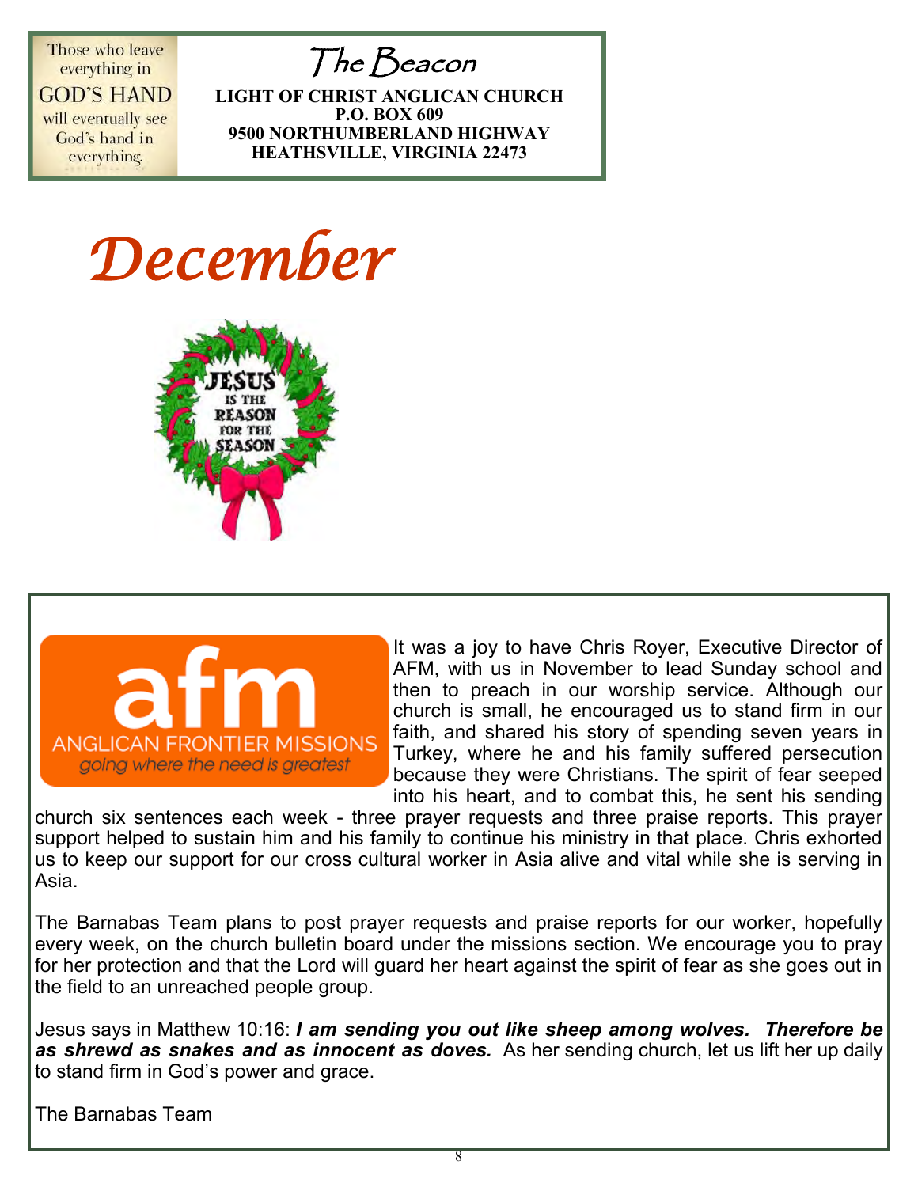Those who leave everything in GOD'S HAND will eventually see God's hand in everything.

# The Beacon

**LIGHT OF CHRIST ANGLICAN CHURCH**
**P.O. BOX 609**
**9500 NORTHUMBERLAND HIGHWAY**
**HEATHSVILLE, VIRGINIA 22473**

# December

JESUS IS THE REASON FOR THE SEASON

afm
ANGLICAN FRONTIER MISSIONS
*going where the need is greatest*

It was a joy to have Chris Royer, Executive Director of AFM, with us in November to lead Sunday school and then to preach in our worship service. Although our church is small, he encouraged us to stand firm in our faith, and shared his story of spending seven years in Turkey, where he and his family suffered persecution because they were Christians. The spirit of fear seeped into his heart, and to combat this, he sent his sending church six sentences each week - three prayer requests and three praise reports. This prayer support helped to sustain him and his family to continue his ministry in that place. Chris exhorted us to keep our support for our cross cultural worker in Asia alive and vital while she is serving in Asia.

The Barnabas Team plans to post prayer requests and praise reports for our worker, hopefully every week, on the church bulletin board under the missions section. We encourage you to pray for her protection and that the Lord will guard her heart against the spirit of fear as she goes out in the field to an unreached people group.

Jesus says in Matthew 10:16: ***I am sending you out like sheep among wolves. Therefore be as shrewd as snakes and as innocent as doves.*** As her sending church, let us lift her up daily to stand firm in God's power and grace.

The Barnabas Team